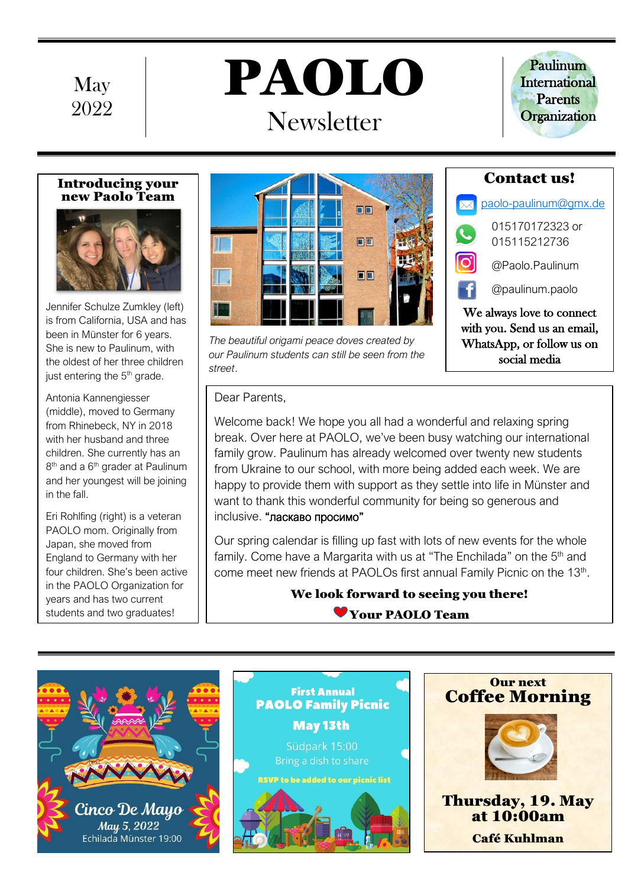May 2022

# PAOLO

## Newsletter

Paulinum International Parents Organization

### Introducing your new Paolo Team

Jennifer Schulze Zumkley (left) is from California, USA and has been in Münster for 6 years. She is new to Paulinum, with the oldest of her three children just entering the 5th grade.

Antonia Kannengiesser (middle), moved to Germany from Rhinebeck, NY in 2018 with her husband and three children. She currently has an 8th and a 6th grader at Paulinum and her youngest will be joining in the fall.

Eri Rohlfing (right) is a veteran PAOLO mom. Originally from Japan, she moved from England to Germany with her four children. She's been active in the PAOLO Organization for years and has two current students and two graduates!

*The beautiful origami peace doves created by our Paulinum students can still be seen from the street.*

### Contact us!

paolo-paulinum@gmx.de

015170172323 or 015115212736

@Paolo.Paulinum

@paulinum.paolo

We always love to connect with you. Send us an email, WhatsApp, or follow us on social media

Dear Parents,

Welcome back! We hope you all had a wonderful and relaxing spring break. Over here at PAOLO, we've been busy watching our international family grow. Paulinum has already welcomed over twenty new students from Ukraine to our school, with more being added each week. We are happy to provide them with support as they settle into life in Münster and want to thank this wonderful community for being so generous and inclusive. "ласкаво просимо"

Our spring calendar is filling up fast with lots of new events for the whole family. Come have a Margarita with us at "The Enchilada" on the 5th and come meet new friends at PAOLOs first annual Family Picnic on the 13th.

**We look forward to seeing you there!**

**❤Your PAOLO Team**

---

**Cinco De Mayo**
May 5, 2022
Echilada Münster 19:00

**First Annual PAOLO Family Picnic**
**May 13th**
Südpark 15:00
Bring a dish to share
RSVP to be added to our picnic list

**Our next Coffee Morning**
**Thursday, 19. May at 10:00am**
**Café Kuhlman**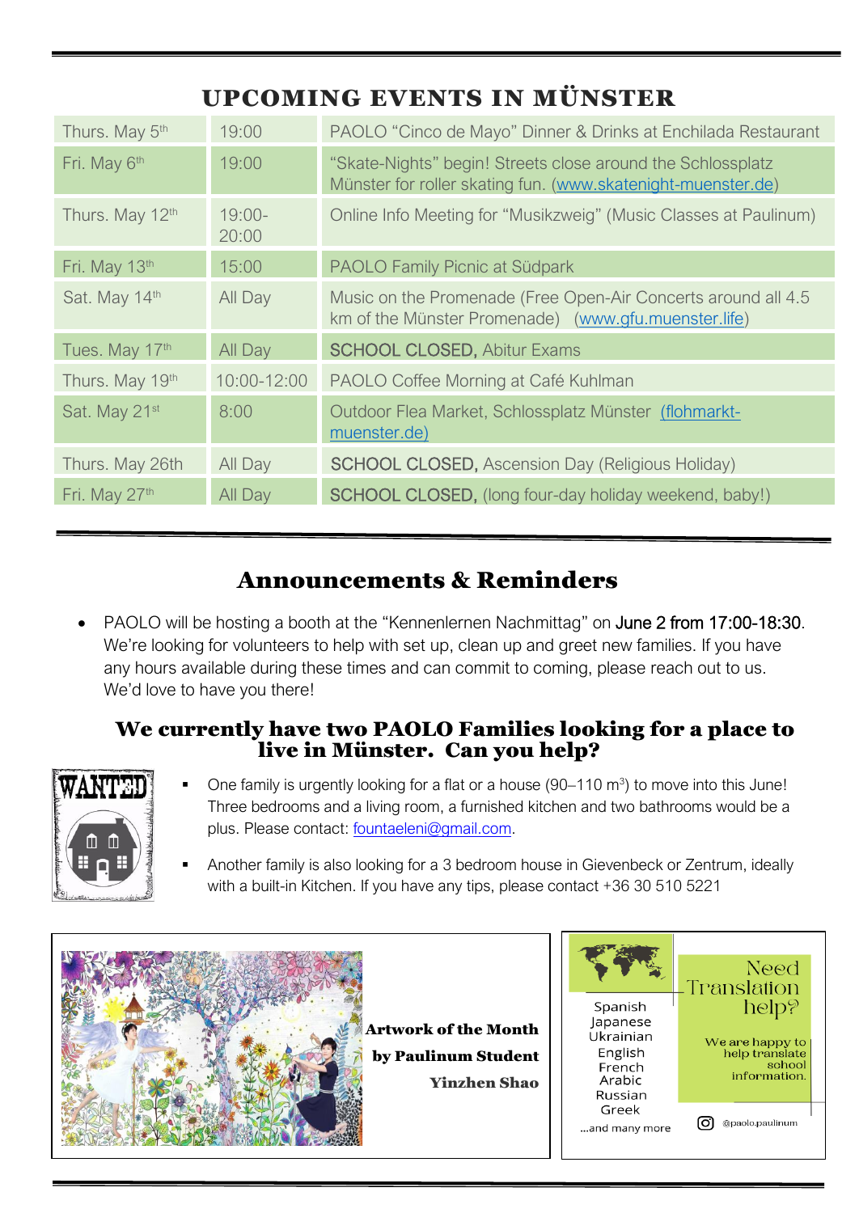## UPCOMING EVENTS IN MÜNSTER

| | | |
|---|---|---|
| Thurs. May 5th | 19:00 | PAOLO "Cinco de Mayo" Dinner & Drinks at Enchilada Restaurant |
| Fri. May 6th | 19:00 | "Skate-Nights" begin! Streets close around the Schlossplatz Münster for roller skating fun. (www.skatenight-muenster.de) |
| Thurs. May 12th | 19:00-20:00 | Online Info Meeting for "Musikzweig" (Music Classes at Paulinum) |
| Fri. May 13th | 15:00 | PAOLO Family Picnic at Südpark |
| Sat. May 14th | All Day | Music on the Promenade (Free Open-Air Concerts around all 4.5 km of the Münster Promenade) (www.gfu.muenster.life) |
| Tues. May 17th | All Day | SCHOOL CLOSED, Abitur Exams |
| Thurs. May 19th | 10:00-12:00 | PAOLO Coffee Morning at Café Kuhlman |
| Sat. May 21st | 8:00 | Outdoor Flea Market, Schlossplatz Münster (flohmarkt-muenster.de) |
| Thurs. May 26th | All Day | SCHOOL CLOSED, Ascension Day (Religious Holiday) |
| Fri. May 27th | All Day | SCHOOL CLOSED, (long four-day holiday weekend, baby!) |

## Announcements & Reminders

- PAOLO will be hosting a booth at the "Kennenlernen Nachmittag" on June 2 from 17:00-18:30. We're looking for volunteers to help with set up, clean up and greet new families. If you have any hours available during these times and can commit to coming, please reach out to us. We'd love to have you there!

### We currently have two PAOLO Families looking for a place to live in Münster. Can you help?

- One family is urgently looking for a flat or a house (90–110 $m^3$) to move into this June! Three bedrooms and a living room, a furnished kitchen and two bathrooms would be a plus. Please contact: fountaeleni@gmail.com.
- Another family is also looking for a 3 bedroom house in Gievenbeck or Zentrum, ideally with a built-in Kitchen. If you have any tips, please contact +36 30 510 5221

**Artwork of the Month by Paulinum Student Yinzhen Shao**

Spanish
Japanese
Ukrainian
English
French
Arabic
Russian
Greek
...and many more

Need Translation help?

We are happy to help translate school information.

@paolo.paulinum